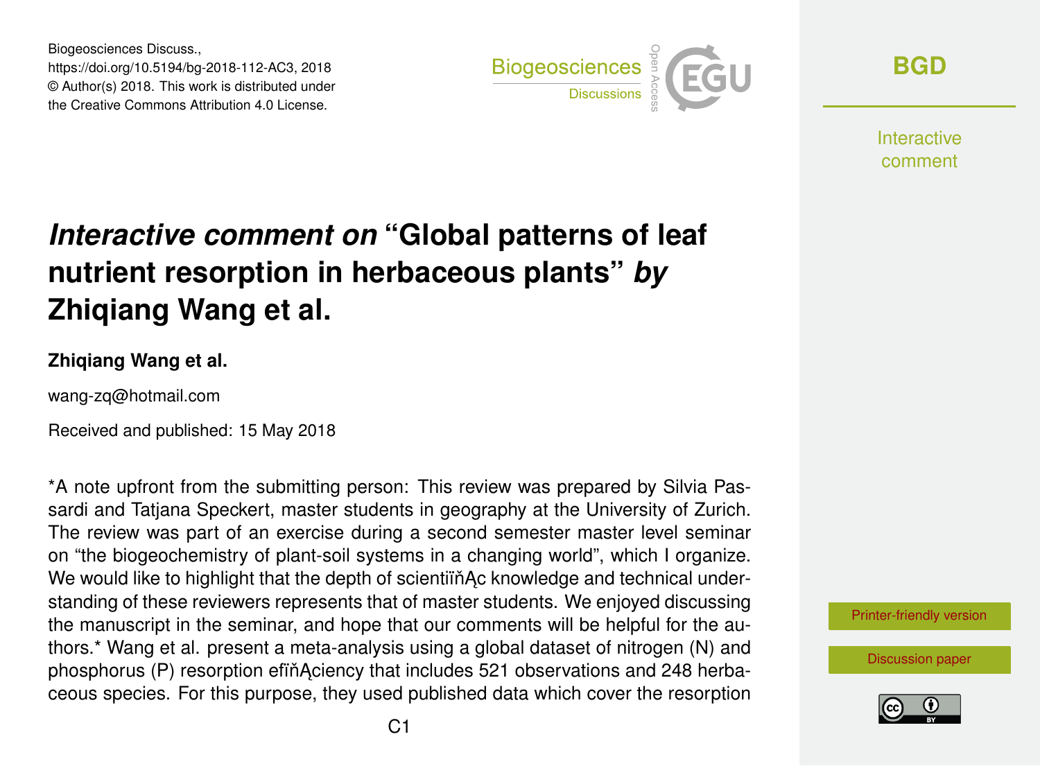Biogeosciences Discuss.,
https://doi.org/10.5194/bg-2018-112-AC3, 2018
© Author(s) 2018. This work is distributed under
the Creative Commons Attribution 4.0 License.

# *Interactive comment on* "Global patterns of leaf nutrient resorption in herbaceous plants" *by* Zhiqiang Wang et al.

**Zhiqiang Wang et al.**

wang-zq@hotmail.com

Received and published: 15 May 2018

*A note upfront from the submitting person: This review was prepared by Silvia Passardi and Tatjana Speckert, master students in geography at the University of Zurich. The review was part of an exercise during a second semester master level seminar on "the biogeochemistry of plant-soil systems in a changing world", which I organize. We would like to highlight that the depth of scientiïňĄc knowledge and technical understanding of these reviewers represents that of master students. We enjoyed discussing the manuscript in the seminar, and hope that our comments will be helpful for the authors.* Wang et al. present a meta-analysis using a global dataset of nitrogen (N) and phosphorus (P) resorption efiïňĄciency that includes 521 observations and 248 herbaceous species. For this purpose, they used published data which cover the resorption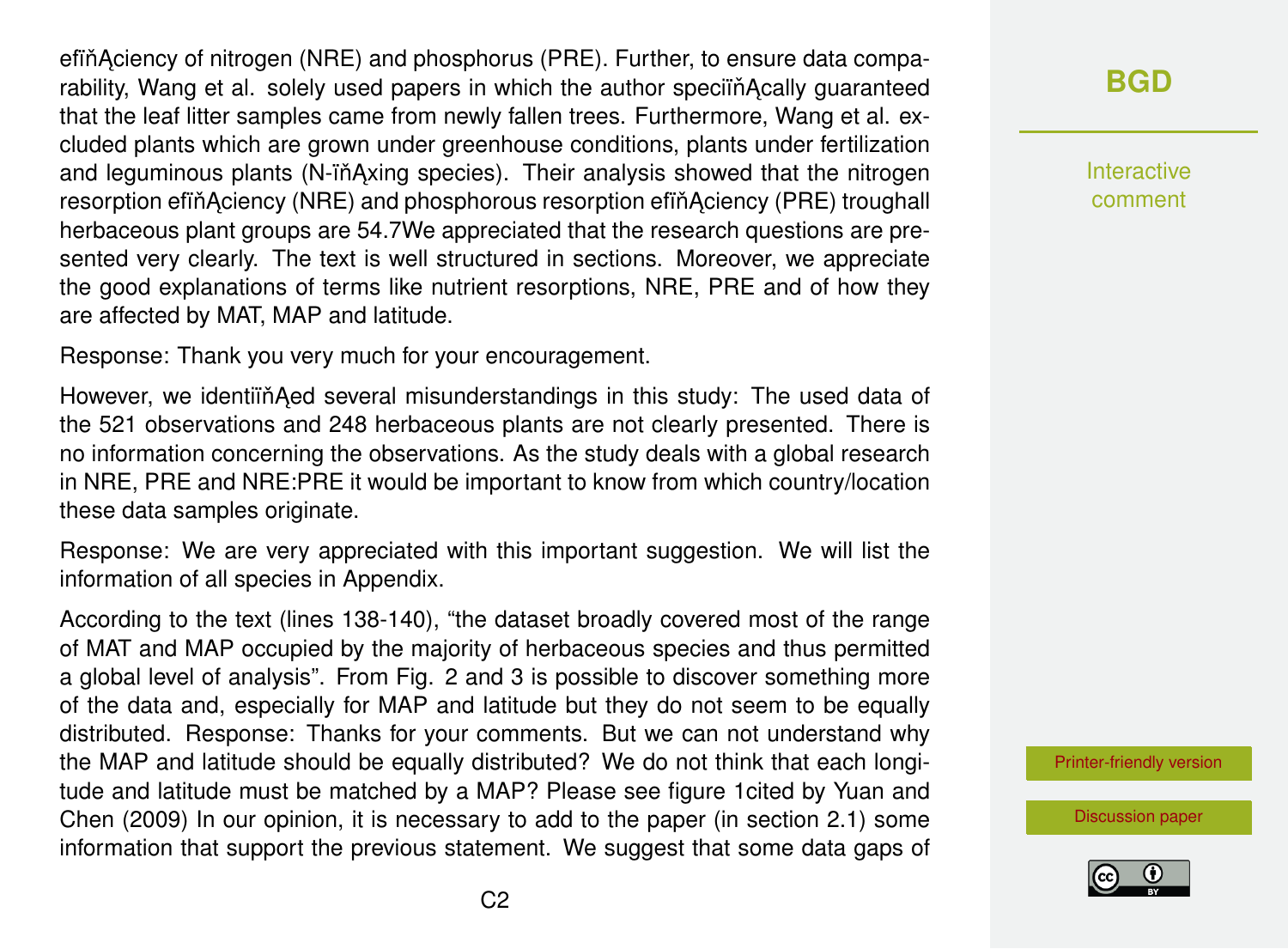efïňĄciency of nitrogen (NRE) and phosphorus (PRE). Further, to ensure data comparability, Wang et al. solely used papers in which the author speciïňĄcally guaranteed that the leaf litter samples came from newly fallen trees. Furthermore, Wang et al. excluded plants which are grown under greenhouse conditions, plants under fertilization and leguminous plants (N-ïňĄxing species). Their analysis showed that the nitrogen resorption efïňĄciency (NRE) and phosphorous resorption efïňĄciency (PRE) troughall herbaceous plant groups are 54.7We appreciated that the research questions are presented very clearly. The text is well structured in sections. Moreover, we appreciate the good explanations of terms like nutrient resorptions, NRE, PRE and of how they are affected by MAT, MAP and latitude.

Response: Thank you very much for your encouragement.

However, we identiïňĄed several misunderstandings in this study: The used data of the 521 observations and 248 herbaceous plants are not clearly presented. There is no information concerning the observations. As the study deals with a global research in NRE, PRE and NRE:PRE it would be important to know from which country/location these data samples originate.

Response: We are very appreciated with this important suggestion. We will list the information of all species in Appendix.

According to the text (lines 138-140), "the dataset broadly covered most of the range of MAT and MAP occupied by the majority of herbaceous species and thus permitted a global level of analysis". From Fig. 2 and 3 is possible to discover something more of the data and, especially for MAP and latitude but they do not seem to be equally distributed. Response: Thanks for your comments. But we can not understand why the MAP and latitude should be equally distributed? We do not think that each longitude and latitude must be matched by a MAP? Please see figure 1cited by Yuan and Chen (2009) In our opinion, it is necessary to add to the paper (in section 2.1) some information that support the previous statement. We suggest that some data gaps of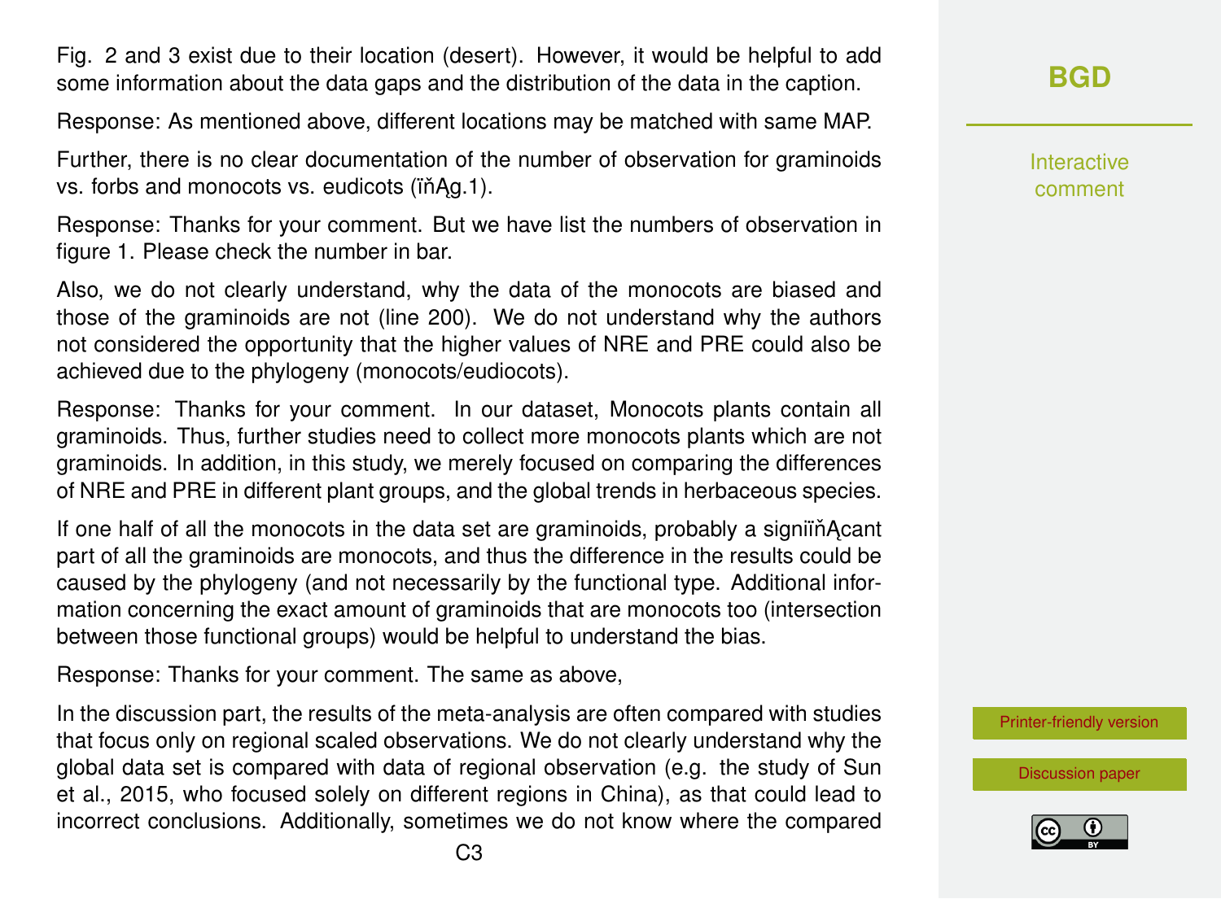Fig. 2 and 3 exist due to their location (desert). However, it would be helpful to add some information about the data gaps and the distribution of the data in the caption.

Response: As mentioned above, different locations may be matched with same MAP.

Further, there is no clear documentation of the number of observation for graminoids vs. forbs and monocots vs. eudicots (ïňAg.1).

Response: Thanks for your comment. But we have list the numbers of observation in figure 1. Please check the number in bar.

Also, we do not clearly understand, why the data of the monocots are biased and those of the graminoids are not (line 200). We do not understand why the authors not considered the opportunity that the higher values of NRE and PRE could also be achieved due to the phylogeny (monocots/eudiocots).

Response: Thanks for your comment. In our dataset, Monocots plants contain all graminoids. Thus, further studies need to collect more monocots plants which are not graminoids. In addition, in this study, we merely focused on comparing the differences of NRE and PRE in different plant groups, and the global trends in herbaceous species.

If one half of all the monocots in the data set are graminoids, probably a signiïňAcant part of all the graminoids are monocots, and thus the difference in the results could be caused by the phylogeny (and not necessarily by the functional type. Additional information concerning the exact amount of graminoids that are monocots too (intersection between those functional groups) would be helpful to understand the bias.

Response: Thanks for your comment. The same as above,

In the discussion part, the results of the meta-analysis are often compared with studies that focus only on regional scaled observations. We do not clearly understand why the global data set is compared with data of regional observation (e.g. the study of Sun et al., 2015, who focused solely on different regions in China), as that could lead to incorrect conclusions. Additionally, sometimes we do not know where the compared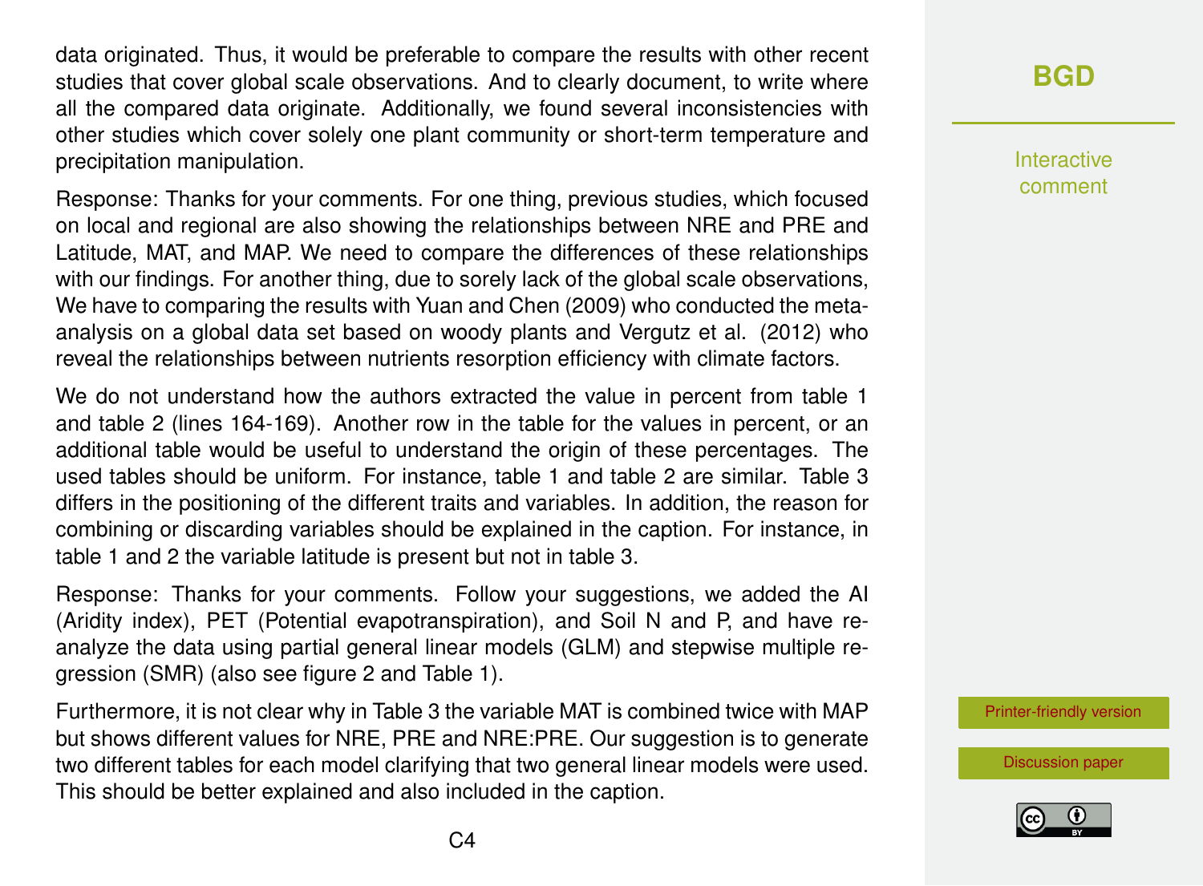data originated. Thus, it would be preferable to compare the results with other recent studies that cover global scale observations. And to clearly document, to write where all the compared data originate. Additionally, we found several inconsistencies with other studies which cover solely one plant community or short-term temperature and precipitation manipulation.

Response: Thanks for your comments. For one thing, previous studies, which focused on local and regional are also showing the relationships between NRE and PRE and Latitude, MAT, and MAP. We need to compare the differences of these relationships with our findings. For another thing, due to sorely lack of the global scale observations, We have to comparing the results with Yuan and Chen (2009) who conducted the meta-analysis on a global data set based on woody plants and Vergutz et al. (2012) who reveal the relationships between nutrients resorption efficiency with climate factors.

We do not understand how the authors extracted the value in percent from table 1 and table 2 (lines 164-169). Another row in the table for the values in percent, or an additional table would be useful to understand the origin of these percentages. The used tables should be uniform. For instance, table 1 and table 2 are similar. Table 3 differs in the positioning of the different traits and variables. In addition, the reason for combining or discarding variables should be explained in the caption. For instance, in table 1 and 2 the variable latitude is present but not in table 3.

Response: Thanks for your comments. Follow your suggestions, we added the AI (Aridity index), PET (Potential evapotranspiration), and Soil N and P, and have re-analyze the data using partial general linear models (GLM) and stepwise multiple regression (SMR) (also see figure 2 and Table 1).

Furthermore, it is not clear why in Table 3 the variable MAT is combined twice with MAP but shows different values for NRE, PRE and NRE:PRE. Our suggestion is to generate two different tables for each model clarifying that two general linear models were used. This should be better explained and also included in the caption.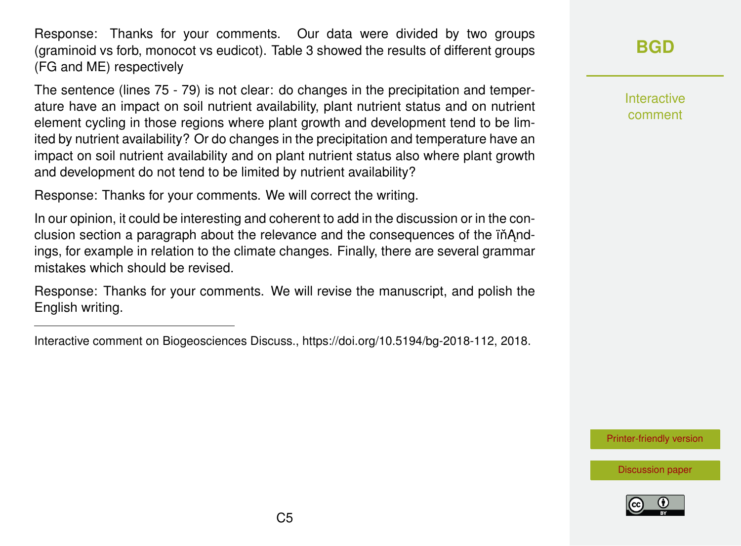Response: Thanks for your comments. Our data were divided by two groups (graminoid vs forb, monocot vs eudicot). Table 3 showed the results of different groups (FG and ME) respectively

The sentence (lines 75 - 79) is not clear: do changes in the precipitation and temperature have an impact on soil nutrient availability, plant nutrient status and on nutrient element cycling in those regions where plant growth and development tend to be limited by nutrient availability? Or do changes in the precipitation and temperature have an impact on soil nutrient availability and on plant nutrient status also where plant growth and development do not tend to be limited by nutrient availability?

Response: Thanks for your comments. We will correct the writing.

In our opinion, it could be interesting and coherent to add in the discussion or in the conclusion section a paragraph about the relevance and the consequences of the ïňĄndings, for example in relation to the climate changes. Finally, there are several grammar mistakes which should be revised.

Response: Thanks for your comments. We will revise the manuscript, and polish the English writing.

---

Interactive comment on Biogeosciences Discuss., https://doi.org/10.5194/bg-2018-112, 2018.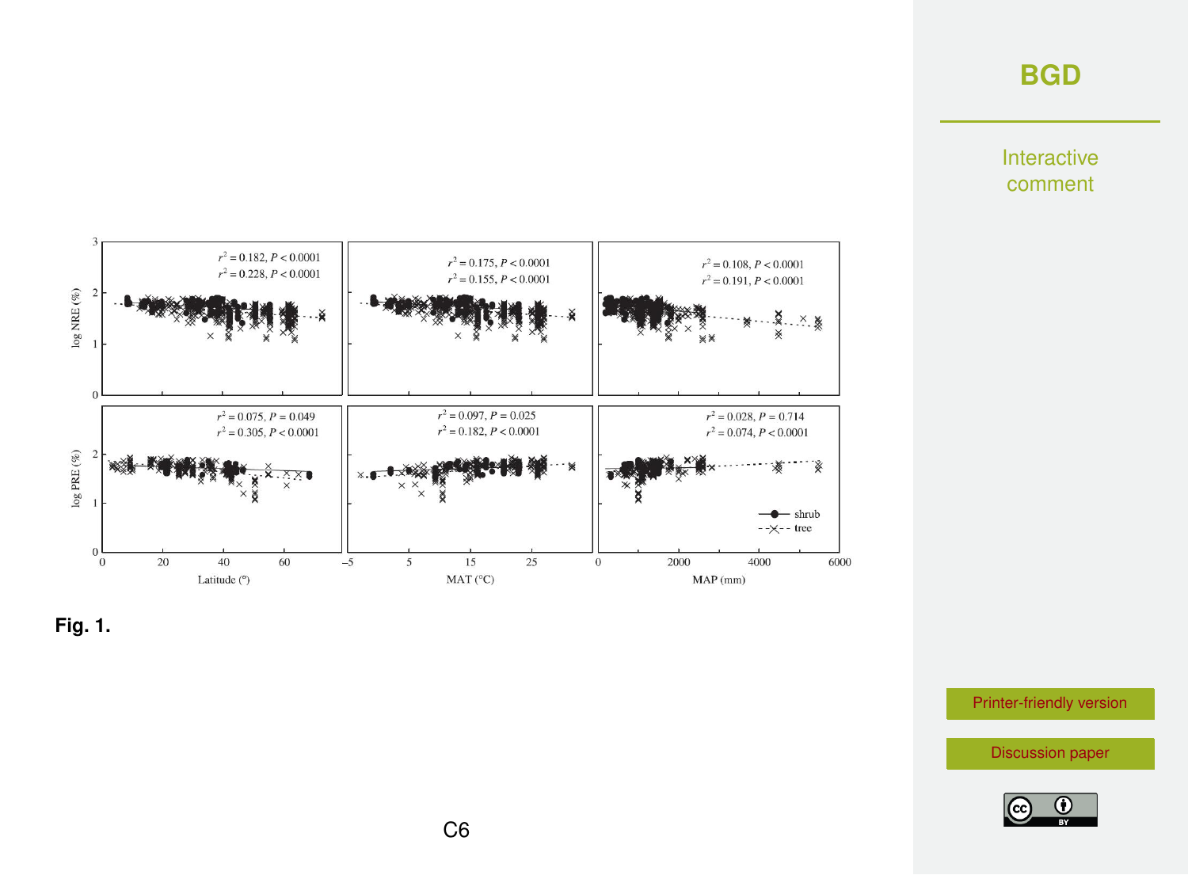Fig. 1.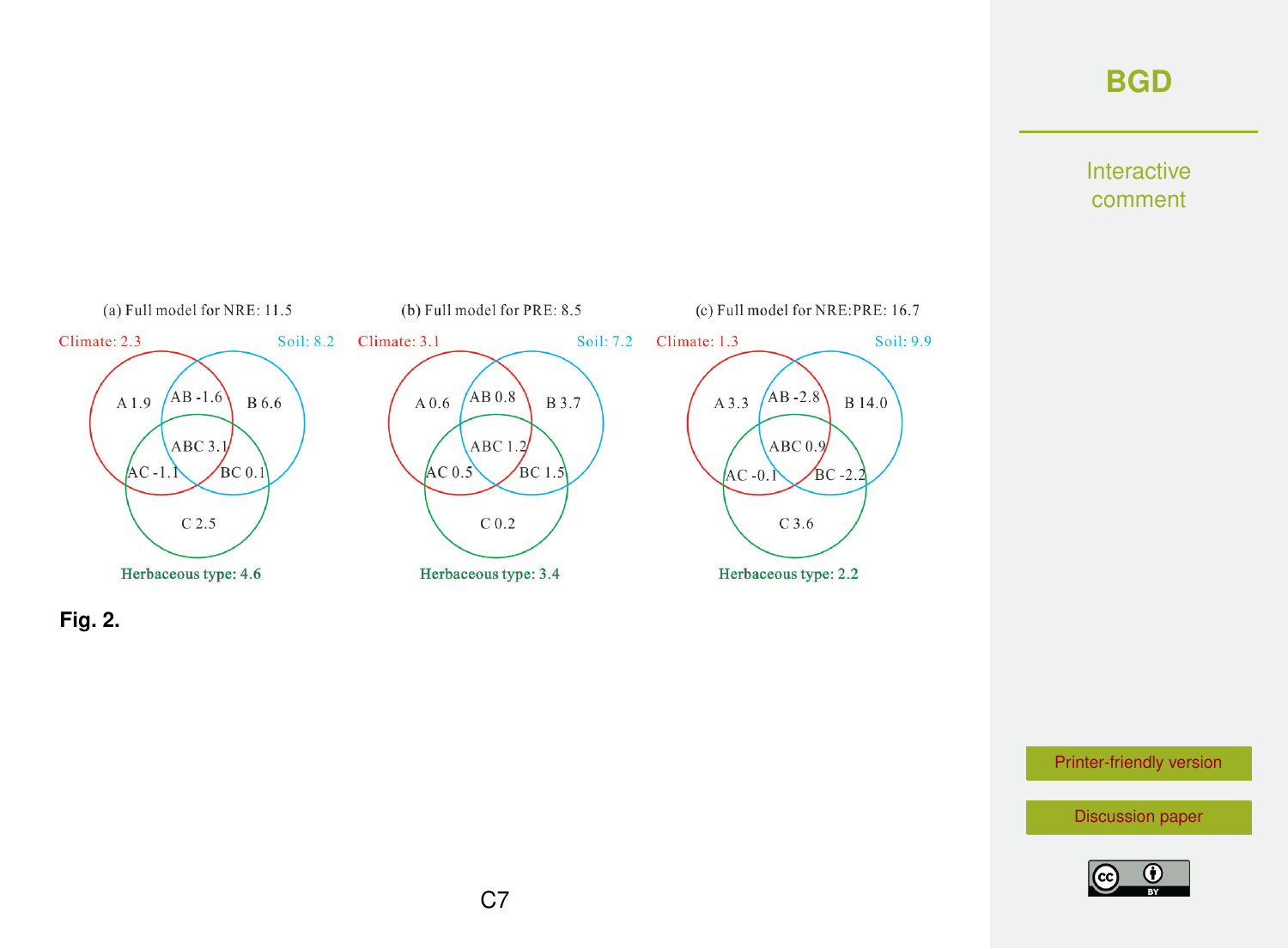(a) Full model for NRE: 11.5

Climate: 2.3 | Soil: 8.2

A 1.9 | AB -1.6 | B 6.6 | ABC 3.1 | AC -1.1 | BC 0.1 | C 2.5

Herbaceous type: 4.6

(b) Full model for PRE: 8.5

Climate: 3.1 | Soil: 7.2

A 0.6 | AB 0.8 | B 3.7 | ABC 1.2 | AC 0.5 | BC 1.5 | C 0.2

Herbaceous type: 3.4

(c) Full model for NRE:PRE: 16.7

Climate: 1.3 | Soil: 9.9

A 3.3 | AB -2.8 | B 14.0 | ABC 0.9 | AC -0.1 | BC -2.2 | C 3.6

Herbaceous type: 2.2

**Fig. 2.**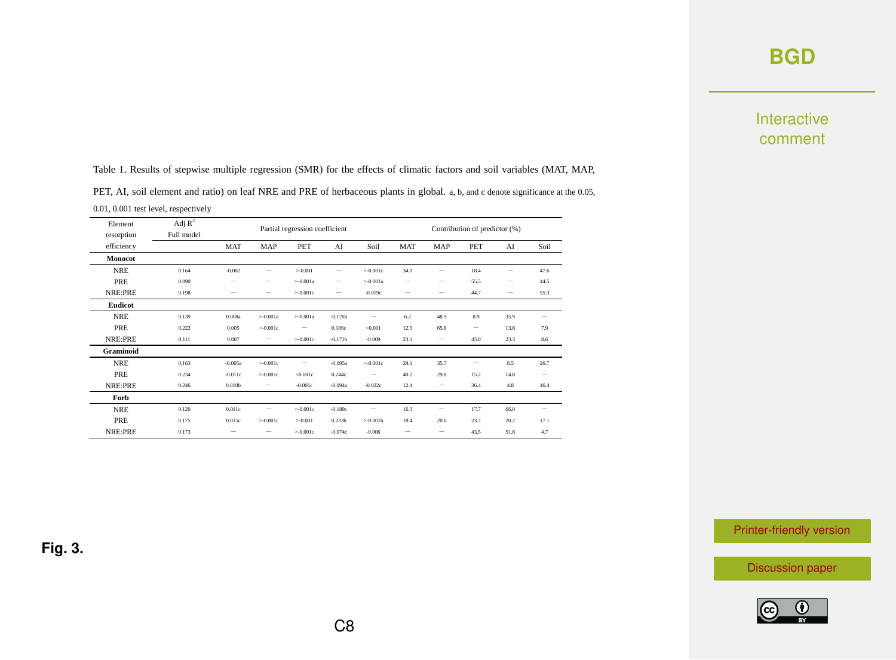Table 1. Results of stepwise multiple regression (SMR) for the effects of climatic factors and soil variables (MAT, MAP, PET, AI, soil element and ratio) on leaf NRE and PRE of herbaceous plants in global. a, b, and c denote significance at the 0.05, 0.01, 0.001 test level, respectively

| Element resorption efficiency | Adj $R^2$ Full model | Partial regression coefficient | | | | | Contribution of predictor (%) | | | | |
|---|---|---|---|---|---|---|---|---|---|---|---|
| | | MAT | MAP | PET | AI | Soil | MAT | MAP | PET | AI | Soil |
| **Monocot** | | | | | | | | | | | |
| NRE | 0.164 | -0.002 | — | >-0.001 | — | >-0.001c | 34.0 | — | 18.4 | — | 47.6 |
| PRE | 0.090 | — | — | >-0.001a | — | >-0.001a | — | — | 55.5 | — | 44.5 |
| NRE:PRE | 0.198 | — | — | >-0.001c | — | -0.019c | — | — | 44.7 | — | 55.3 |
| **Eudicot** | | | | | | | | | | | |
| NRE | 0.139 | 0.008a | >-0.001a | >-0.001a | -0.176b | — | 6.2 | 48.9 | 8.9 | 35.9 | — |
| PRE | 0.222 | 0.005 | >-0.001c | — | 0.186c | <0.001 | 12.5 | 65.8 | — | 13.8 | 7.9 |
| NRE:PRE | 0.111 | 0.007 | — | >-0.001c | -0.171b | -0.009 | 23.1 | — | 45.0 | 23.3 | 8.6 |
| **Graminoid** | | | | | | | | | | | |
| NRE | 0.163 | -0.005a | >-0.001c | — | -0.095a | >-0.001c | 29.1 | 35.7 | — | 8.5 | 26.7 |
| PRE | 0.234 | -0.011c | >-0.001c | <0.001c | 0.244c | — | 40.2 | 29.8 | 15.2 | 14.8 | — |
| NRE:PRE | 0.246 | 0.010b | — | -0.001c | -0.094a | -0.022c | 12.4 | — | 36.4 | 4.8 | 46.4 |
| **Forb** | | | | | | | | | | | |
| NRE | 0.120 | 0.011c | — | <-0.001c | -0.189c | — | 16.3 | — | 17.7 | 66.0 | — |
| PRE | 0.175 | 0.015c | >-0.001c | >-0.001 | 0.233b | >-0.001b | 18.4 | 20.6 | 23.7 | 20.2 | 17.1 |
| NRE:PRE | 0.173 | — | — | >-0.001c | -0.074c | -0.006 | — | — | 43.5 | 51.8 | 4.7 |

**Fig. 3.**